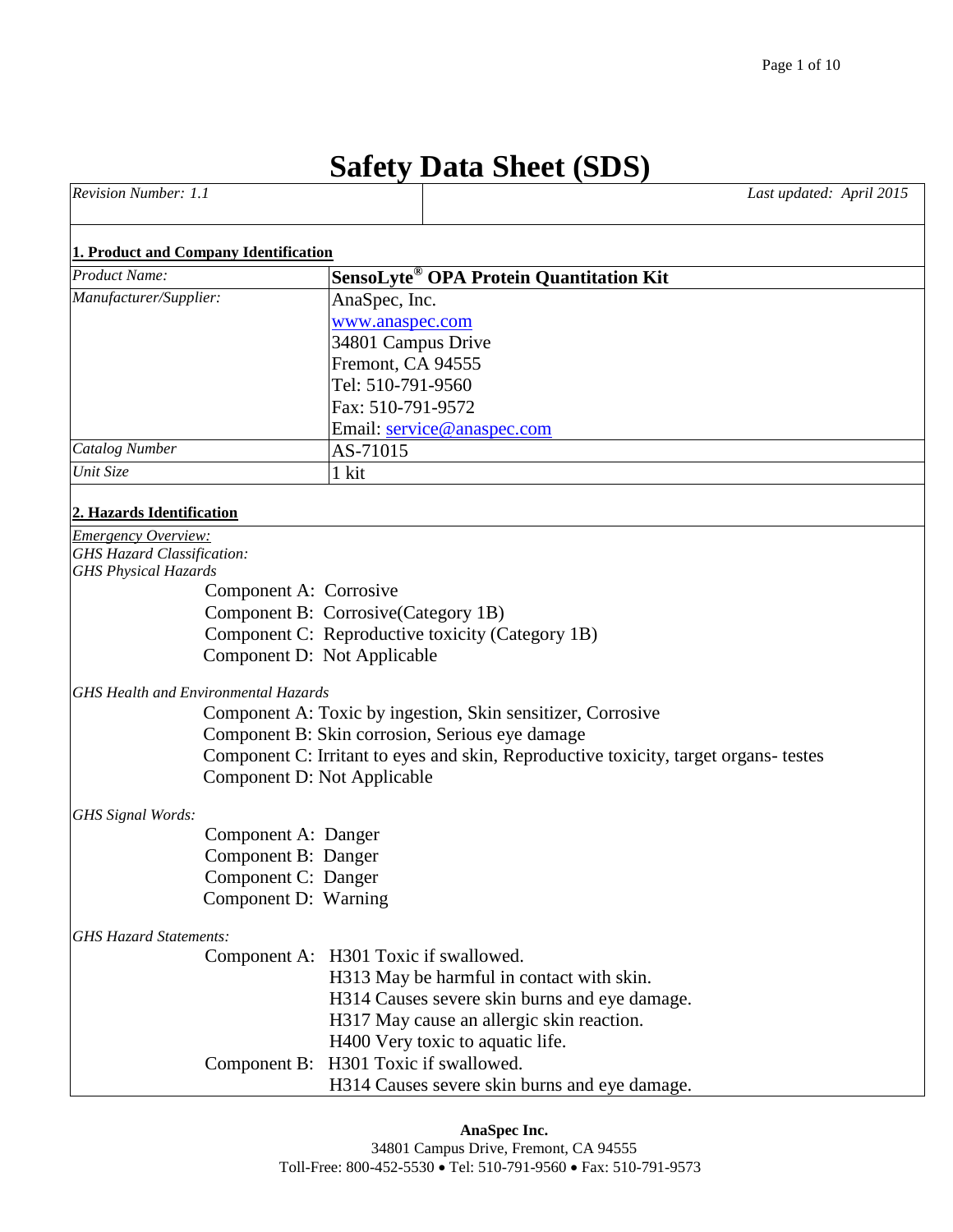# Safety Data Sheet (SDS)

| *Revision Number: 1.1* | *Last updated: April 2015* |
|---|---|

## 1. Product and Company Identification

| | |
|---|---|
| *Product Name:* | **SensoLyte® OPA Protein Quantitation Kit** |
| *Manufacturer/Supplier:* | AnaSpec, Inc.<br>www.anaspec.com<br>34801 Campus Drive<br>Fremont, CA 94555<br>Tel: 510-791-9560<br>Fax: 510-791-9572<br>Email: service@anaspec.com |
| *Catalog Number* | AS-71015 |
| *Unit Size* | 1 kit |

## 2. Hazards Identification

*Emergency Overview:*
*GHS Hazard Classification:*
*GHS Physical Hazards*

Component A: Corrosive
Component B: Corrosive(Category 1B)
Component C: Reproductive toxicity (Category 1B)
Component D: Not Applicable

*GHS Health and Environmental Hazards*

Component A: Toxic by ingestion, Skin sensitizer, Corrosive
Component B: Skin corrosion, Serious eye damage
Component C: Irritant to eyes and skin, Reproductive toxicity, target organs- testes
Component D: Not Applicable

*GHS Signal Words:*

Component A: Danger
Component B: Danger
Component C: Danger
Component D: Warning

*GHS Hazard Statements:*

Component A: H301 Toxic if swallowed.
H313 May be harmful in contact with skin.
H314 Causes severe skin burns and eye damage.
H317 May cause an allergic skin reaction.
H400 Very toxic to aquatic life.

Component B: H301 Toxic if swallowed.
H314 Causes severe skin burns and eye damage.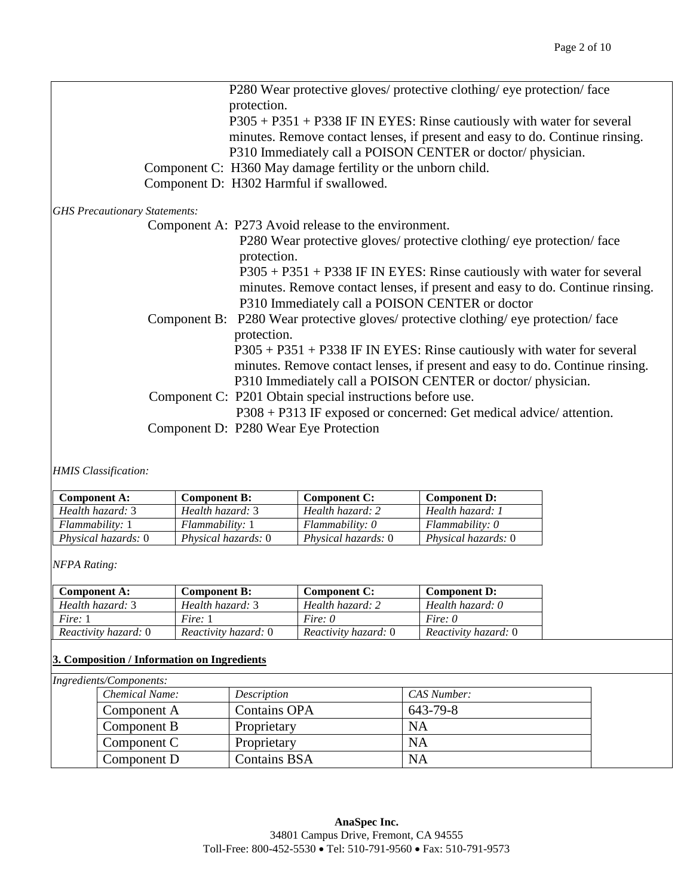P280 Wear protective gloves/ protective clothing/ eye protection/ face protection.
P305 + P351 + P338 IF IN EYES: Rinse cautiously with water for several minutes. Remove contact lenses, if present and easy to do. Continue rinsing.
P310 Immediately call a POISON CENTER or doctor/ physician.

Component C: H360 May damage fertility or the unborn child.
Component D: H302 Harmful if swallowed.

*GHS Precautionary Statements:*

Component A: P273 Avoid release to the environment.
P280 Wear protective gloves/ protective clothing/ eye protection/ face protection.
P305 + P351 + P338 IF IN EYES: Rinse cautiously with water for several minutes. Remove contact lenses, if present and easy to do. Continue rinsing.
P310 Immediately call a POISON CENTER or doctor

Component B: P280 Wear protective gloves/ protective clothing/ eye protection/ face protection.
P305 + P351 + P338 IF IN EYES: Rinse cautiously with water for several minutes. Remove contact lenses, if present and easy to do. Continue rinsing.
P310 Immediately call a POISON CENTER or doctor/ physician.

Component C: P201 Obtain special instructions before use.
P308 + P313 IF exposed or concerned: Get medical advice/ attention.

Component D: P280 Wear Eye Protection

*HMIS Classification:*

| Component A: | Component B: | Component C: | Component D: |
|---|---|---|---|
| *Health hazard:* 3 | *Health hazard:* 3 | *Health hazard: 2* | *Health hazard: 1* |
| *Flammability:* 1 | *Flammability:* 1 | *Flammability: 0* | *Flammability: 0* |
| *Physical hazards:* 0 | *Physical hazards:* 0 | *Physical hazards:* 0 | *Physical hazards:* 0 |

*NFPA Rating:*

| Component A: | Component B: | Component C: | Component D: |
|---|---|---|---|
| *Health hazard:* 3 | *Health hazard:* 3 | *Health hazard: 2* | *Health hazard: 0* |
| *Fire:* 1 | *Fire:* 1 | *Fire: 0* | *Fire: 0* |
| *Reactivity hazard:* 0 | *Reactivity hazard:* 0 | *Reactivity hazard:* 0 | *Reactivity hazard:* 0 |

## 3. Composition / Information on Ingredients

*Ingredients/Components:*

| *Chemical Name:* | *Description* | *CAS Number:* |
|---|---|---|
| Component A | Contains OPA | 643-79-8 |
| Component B | Proprietary | NA |
| Component C | Proprietary | NA |
| Component D | Contains BSA | NA |

**AnaSpec Inc.**
34801 Campus Drive, Fremont, CA 94555
Toll-Free: 800-452-5530 • Tel: 510-791-9560 • Fax: 510-791-9573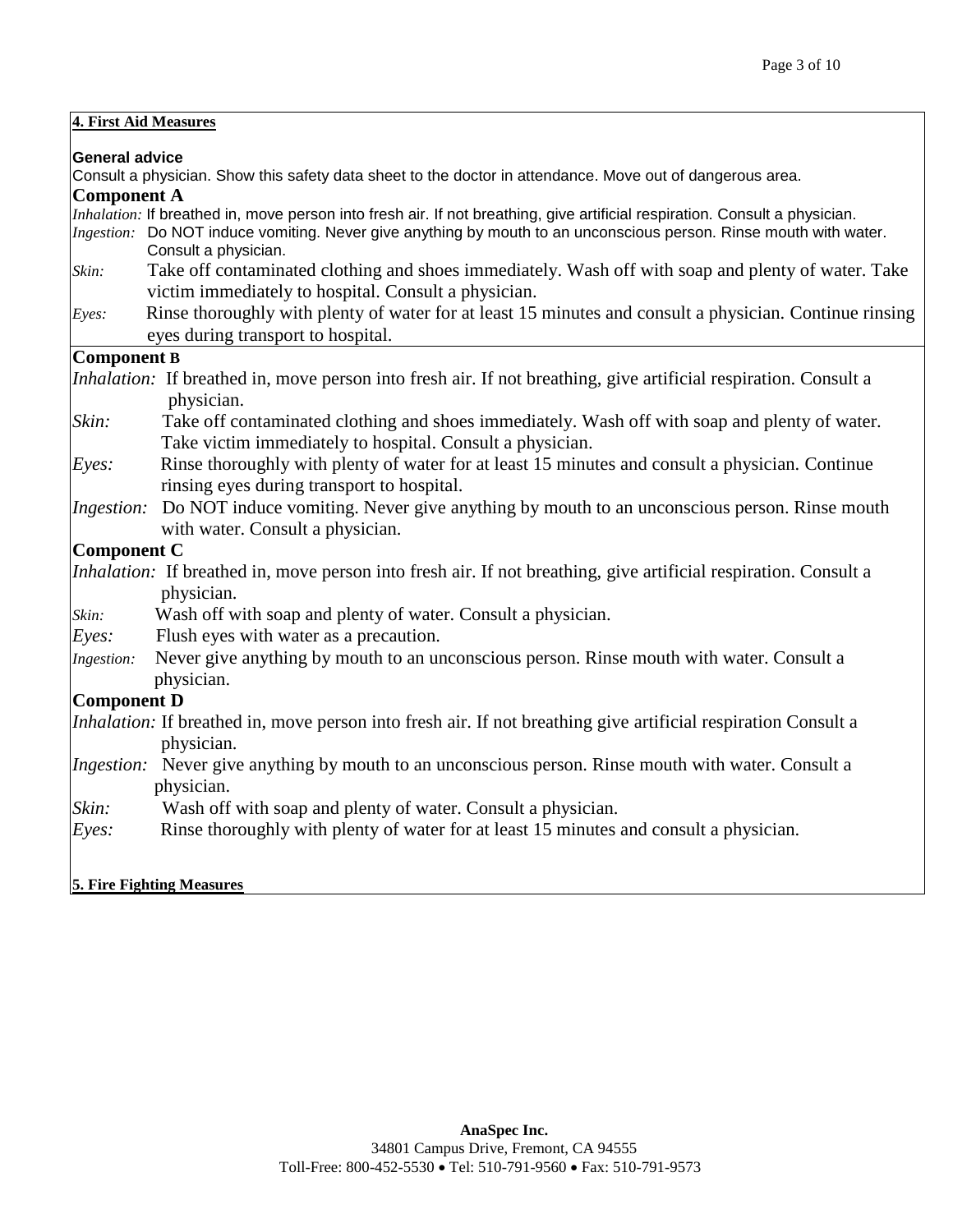## 4. First Aid Measures

**General advice**

Consult a physician. Show this safety data sheet to the doctor in attendance. Move out of dangerous area.

### Component A

*Inhalation:* If breathed in, move person into fresh air. If not breathing, give artificial respiration. Consult a physician.

*Ingestion:* Do NOT induce vomiting. Never give anything by mouth to an unconscious person. Rinse mouth with water. Consult a physician.

*Skin:* Take off contaminated clothing and shoes immediately. Wash off with soap and plenty of water. Take victim immediately to hospital. Consult a physician.

*Eyes:* Rinse thoroughly with plenty of water for at least 15 minutes and consult a physician. Continue rinsing eyes during transport to hospital.

### Component B

*Inhalation:* If breathed in, move person into fresh air. If not breathing, give artificial respiration. Consult a physician.

*Skin:* Take off contaminated clothing and shoes immediately. Wash off with soap and plenty of water. Take victim immediately to hospital. Consult a physician.

*Eyes:* Rinse thoroughly with plenty of water for at least 15 minutes and consult a physician. Continue rinsing eyes during transport to hospital.

*Ingestion:* Do NOT induce vomiting. Never give anything by mouth to an unconscious person. Rinse mouth with water. Consult a physician.

### Component C

*Inhalation:* If breathed in, move person into fresh air. If not breathing, give artificial respiration. Consult a physician.

*Skin:* Wash off with soap and plenty of water. Consult a physician.

*Eyes:* Flush eyes with water as a precaution.

*Ingestion:* Never give anything by mouth to an unconscious person. Rinse mouth with water. Consult a physician.

### Component D

*Inhalation:* If breathed in, move person into fresh air. If not breathing give artificial respiration Consult a physician.

*Ingestion:* Never give anything by mouth to an unconscious person. Rinse mouth with water. Consult a physician.

*Skin:* Wash off with soap and plenty of water. Consult a physician.

*Eyes:* Rinse thoroughly with plenty of water for at least 15 minutes and consult a physician.

## 5. Fire Fighting Measures

**AnaSpec Inc.**
34801 Campus Drive, Fremont, CA 94555
Toll-Free: 800-452-5530 • Tel: 510-791-9560 • Fax: 510-791-9573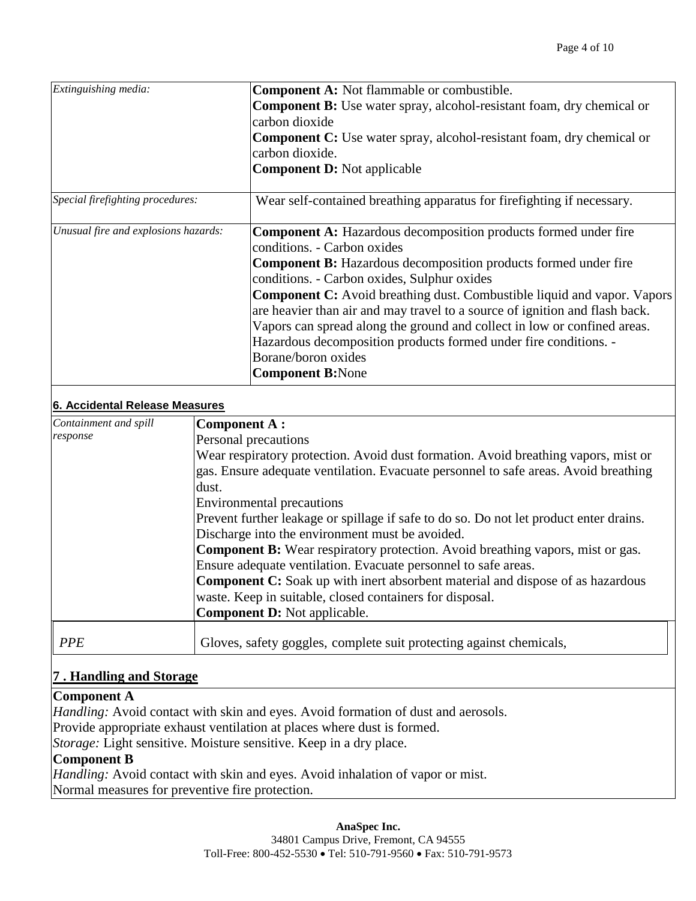| | |
|---|---|
| *Extinguishing media:* | **Component A:** Not flammable or combustible.<br>**Component B:** Use water spray, alcohol-resistant foam, dry chemical or carbon dioxide<br>**Component C:** Use water spray, alcohol-resistant foam, dry chemical or carbon dioxide.<br>**Component D:** Not applicable |
| *Special firefighting procedures:* | Wear self-contained breathing apparatus for firefighting if necessary. |
| *Unusual fire and explosions hazards:* | **Component A:** Hazardous decomposition products formed under fire conditions. - Carbon oxides<br>**Component B:** Hazardous decomposition products formed under fire conditions. - Carbon oxides, Sulphur oxides<br>**Component C:** Avoid breathing dust. Combustible liquid and vapor. Vapors are heavier than air and may travel to a source of ignition and flash back. Vapors can spread along the ground and collect in low or confined areas. Hazardous decomposition products formed under fire conditions. - Borane/boron oxides<br>**Component B:**None |

**6. Accidental Release Measures**

| | |
|---|---|
| *Containment and spill response* | **Component A :**<br>Personal precautions<br>Wear respiratory protection. Avoid dust formation. Avoid breathing vapors, mist or gas. Ensure adequate ventilation. Evacuate personnel to safe areas. Avoid breathing dust.<br>Environmental precautions<br>Prevent further leakage or spillage if safe to do so. Do not let product enter drains. Discharge into the environment must be avoided.<br>**Component B:** Wear respiratory protection. Avoid breathing vapors, mist or gas. Ensure adequate ventilation. Evacuate personnel to safe areas.<br>**Component C:** Soak up with inert absorbent material and dispose of as hazardous waste. Keep in suitable, closed containers for disposal.<br>**Component D:** Not applicable. |
| *PPE* | Gloves, safety goggles, complete suit protecting against chemicals, |

## 7 . Handling and Storage

**Component A**

*Handling:* Avoid contact with skin and eyes. Avoid formation of dust and aerosols.
Provide appropriate exhaust ventilation at places where dust is formed.
*Storage:* Light sensitive. Moisture sensitive. Keep in a dry place.

**Component B**

*Handling:* Avoid contact with skin and eyes. Avoid inhalation of vapor or mist.
Normal measures for preventive fire protection.

**AnaSpec Inc.**
34801 Campus Drive, Fremont, CA 94555
Toll-Free: 800-452-5530 • Tel: 510-791-9560 • Fax: 510-791-9573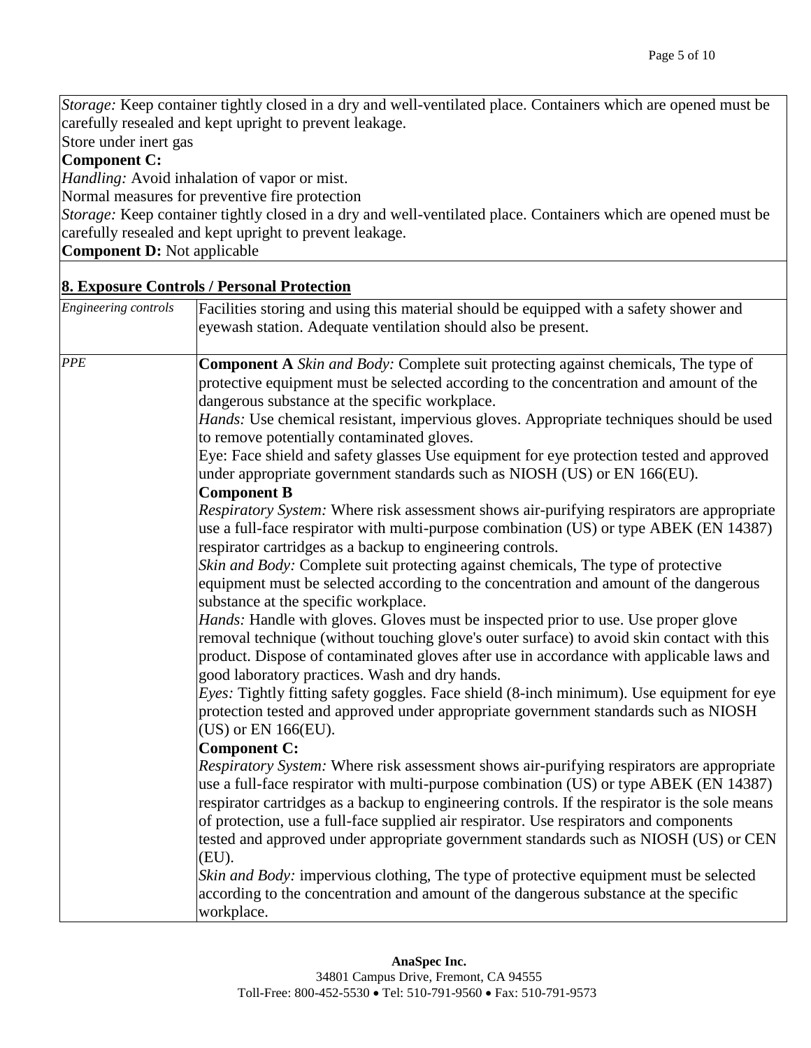*Storage:* Keep container tightly closed in a dry and well-ventilated place. Containers which are opened must be carefully resealed and kept upright to prevent leakage.
Store under inert gas

**Component C:**
*Handling:* Avoid inhalation of vapor or mist.
Normal measures for preventive fire protection
*Storage:* Keep container tightly closed in a dry and well-ventilated place. Containers which are opened must be carefully resealed and kept upright to prevent leakage.

**Component D:** Not applicable

## 8. Exposure Controls / Personal Protection

| | |
|---|---|
| *Engineering controls* | Facilities storing and using this material should be equipped with a safety shower and eyewash station. Adequate ventilation should also be present. |
| *PPE* | **Component A** *Skin and Body:* Complete suit protecting against chemicals, The type of protective equipment must be selected according to the concentration and amount of the dangerous substance at the specific workplace.<br>*Hands:* Use chemical resistant, impervious gloves. Appropriate techniques should be used to remove potentially contaminated gloves.<br>Eye: Face shield and safety glasses Use equipment for eye protection tested and approved under appropriate government standards such as NIOSH (US) or EN 166(EU).<br>**Component B**<br>*Respiratory System:* Where risk assessment shows air-purifying respirators are appropriate use a full-face respirator with multi-purpose combination (US) or type ABEK (EN 14387) respirator cartridges as a backup to engineering controls.<br>*Skin and Body:* Complete suit protecting against chemicals, The type of protective equipment must be selected according to the concentration and amount of the dangerous substance at the specific workplace.<br>*Hands:* Handle with gloves. Gloves must be inspected prior to use. Use proper glove removal technique (without touching glove's outer surface) to avoid skin contact with this product. Dispose of contaminated gloves after use in accordance with applicable laws and good laboratory practices. Wash and dry hands.<br>*Eyes:* Tightly fitting safety goggles. Face shield (8-inch minimum). Use equipment for eye protection tested and approved under appropriate government standards such as NIOSH (US) or EN 166(EU).<br>**Component C:**<br>*Respiratory System:* Where risk assessment shows air-purifying respirators are appropriate use a full-face respirator with multi-purpose combination (US) or type ABEK (EN 14387) respirator cartridges as a backup to engineering controls. If the respirator is the sole means of protection, use a full-face supplied air respirator. Use respirators and components tested and approved under appropriate government standards such as NIOSH (US) or CEN (EU).<br>*Skin and Body:* impervious clothing, The type of protective equipment must be selected according to the concentration and amount of the dangerous substance at the specific workplace. |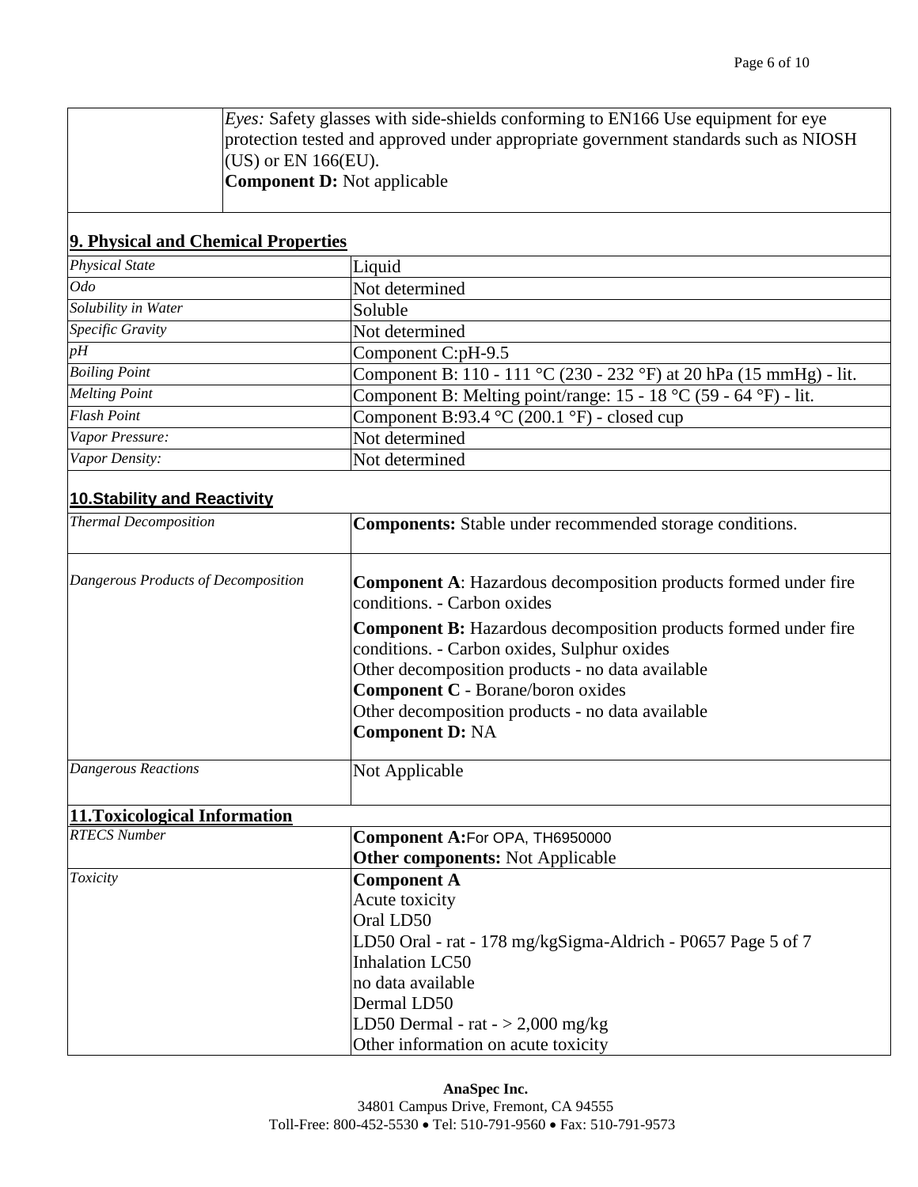| | *Eyes:* Safety glasses with side-shields conforming to EN166 Use equipment for eye protection tested and approved under appropriate government standards such as NIOSH (US) or EN 166(EU).<br>**Component D:** Not applicable |
|---|---|

## 9. Physical and Chemical Properties

| | |
|---|---|
| *Physical State* | Liquid |
| *Odo* | Not determined |
| *Solubility in Water* | Soluble |
| *Specific Gravity* | Not determined |
| *pH* | Component C:pH-9.5 |
| *Boiling Point* | Component B: 110 - 111 °C (230 - 232 °F) at 20 hPa (15 mmHg) - lit. |
| *Melting Point* | Component B: Melting point/range: 15 - 18 °C (59 - 64 °F) - lit. |
| *Flash Point* | Component B:93.4 °C (200.1 °F) - closed cup |
| *Vapor Pressure:* | Not determined |
| *Vapor Density:* | Not determined |

## 10.Stability and Reactivity

| | |
|---|---|
| *Thermal Decomposition* | **Components:** Stable under recommended storage conditions. |
| *Dangerous Products of Decomposition* | **Component A**: Hazardous decomposition products formed under fire conditions. - Carbon oxides<br>**Component B:** Hazardous decomposition products formed under fire conditions. - Carbon oxides, Sulphur oxides<br>Other decomposition products - no data available<br>**Component C** - Borane/boron oxides<br>Other decomposition products - no data available<br>**Component D:** NA |
| *Dangerous Reactions* | Not Applicable |

## 11.Toxicological Information

| | |
|---|---|
| *RTECS Number* | **Component A:**For OPA, TH6950000<br>**Other components:** Not Applicable |
| *Toxicity* | **Component A**<br>Acute toxicity<br>Oral LD50<br>LD50 Oral - rat - 178 mg/kgSigma-Aldrich - P0657 Page 5 of 7<br>Inhalation LC50<br>no data available<br>Dermal LD50<br>LD50 Dermal - rat - > 2,000 mg/kg<br>Other information on acute toxicity |

**AnaSpec Inc.**
34801 Campus Drive, Fremont, CA 94555
Toll-Free: 800-452-5530 • Tel: 510-791-9560 • Fax: 510-791-9573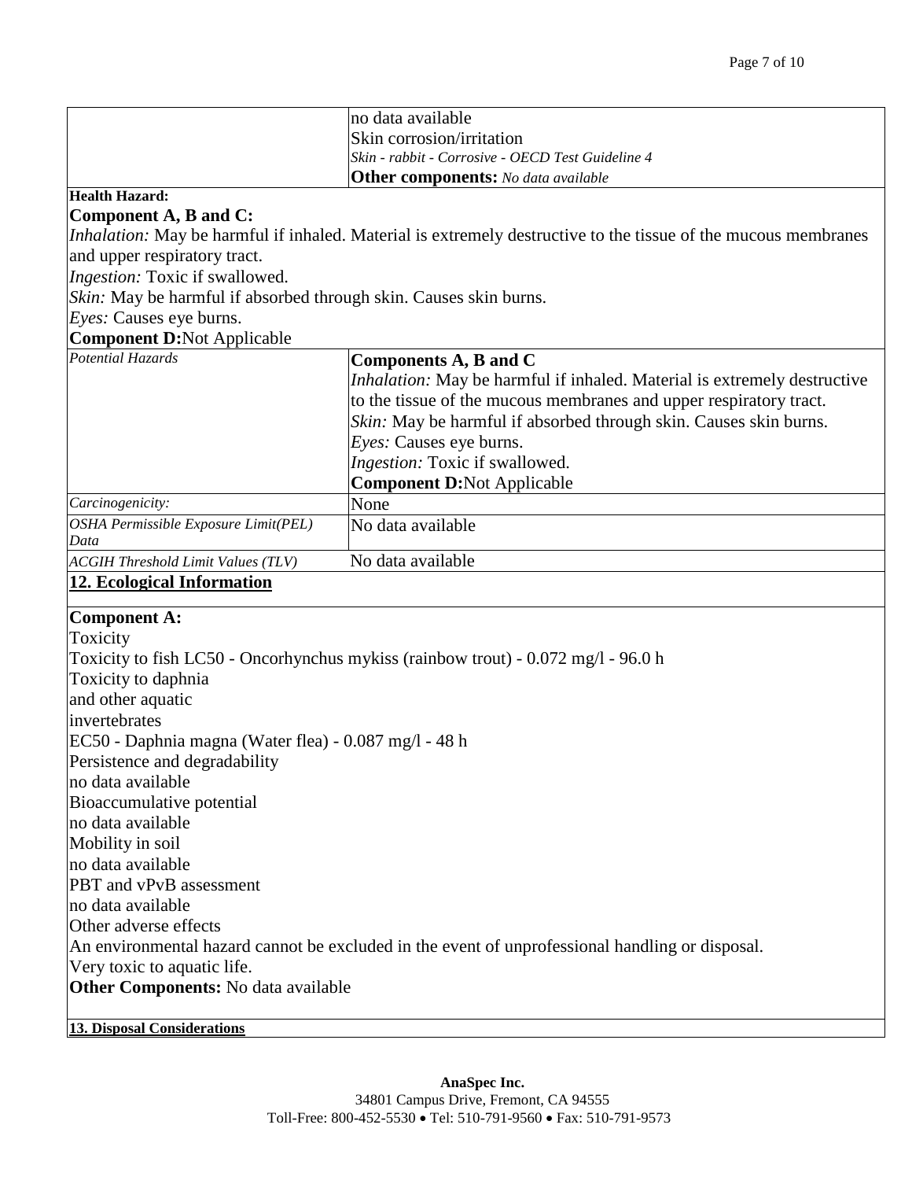| | |
|---|---|
| | no data available<br>Skin corrosion/irritation<br>*Skin - rabbit - Corrosive - OECD Test Guideline 4*<br>**Other components:** *No data available* |

**Health Hazard:**

**Component A, B and C:**

*Inhalation:* May be harmful if inhaled. Material is extremely destructive to the tissue of the mucous membranes and upper respiratory tract.

*Ingestion:* Toxic if swallowed.

*Skin:* May be harmful if absorbed through skin. Causes skin burns.

*Eyes:* Causes eye burns.

**Component D:**Not Applicable

| | |
|---|---|
| *Potential Hazards* | **Components A, B and C**<br>*Inhalation:* May be harmful if inhaled. Material is extremely destructive to the tissue of the mucous membranes and upper respiratory tract.<br>*Skin:* May be harmful if absorbed through skin. Causes skin burns.<br>*Eyes:* Causes eye burns.<br>*Ingestion:* Toxic if swallowed.<br>**Component D:**Not Applicable |
| *Carcinogenicity:* | None |
| *OSHA Permissible Exposure Limit(PEL) Data* | No data available |
| *ACGIH Threshold Limit Values (TLV)* | No data available |

## 12. Ecological Information

**Component A:**

Toxicity

Toxicity to fish LC50 - Oncorhynchus mykiss (rainbow trout) - 0.072 mg/l - 96.0 h

Toxicity to daphnia
and other aquatic
invertebrates

EC50 - Daphnia magna (Water flea) - 0.087 mg/l - 48 h

Persistence and degradability

no data available

Bioaccumulative potential

no data available

Mobility in soil

no data available

PBT and vPvB assessment

no data available

Other adverse effects

An environmental hazard cannot be excluded in the event of unprofessional handling or disposal.

Very toxic to aquatic life.

**Other Components:** No data available

## 13. Disposal Considerations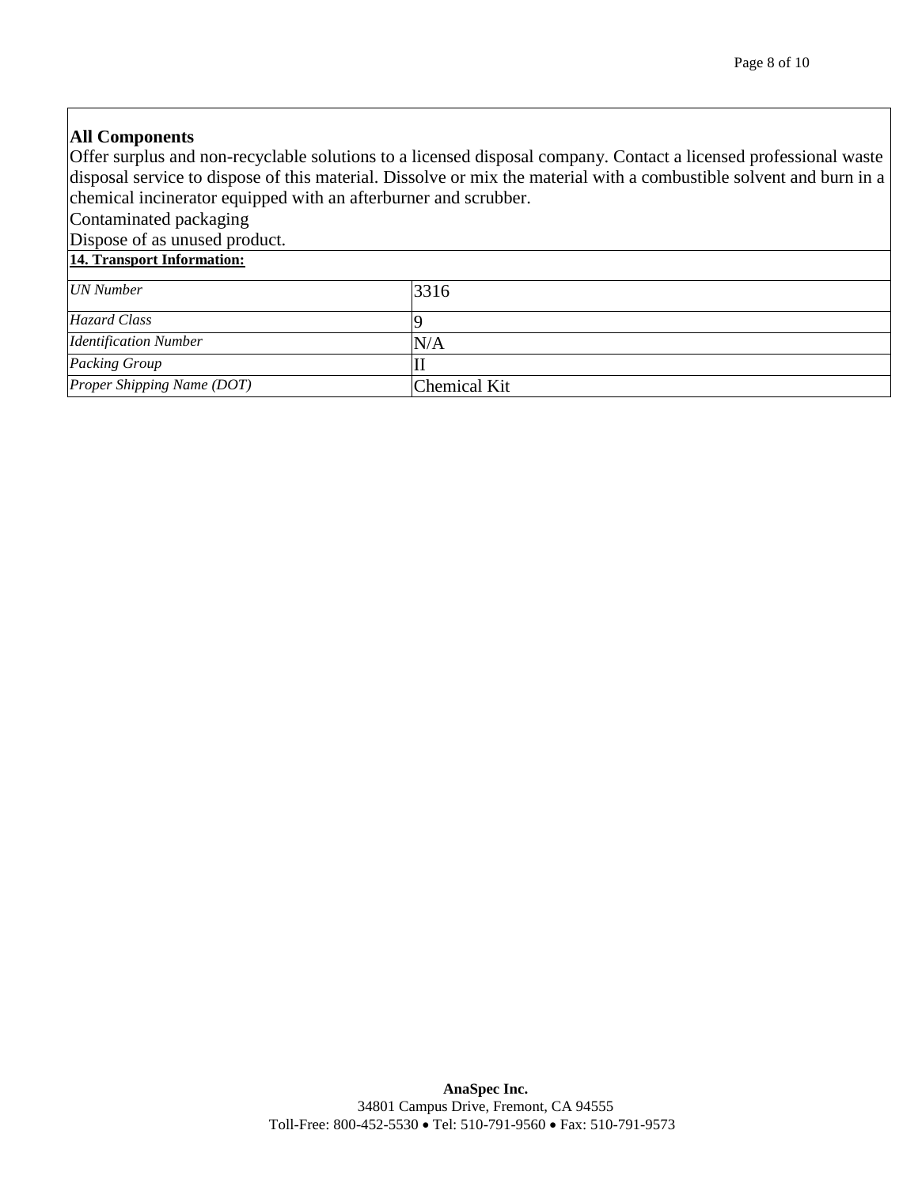**All Components**

Offer surplus and non-recyclable solutions to a licensed disposal company. Contact a licensed professional waste disposal service to dispose of this material. Dissolve or mix the material with a combustible solvent and burn in a chemical incinerator equipped with an afterburner and scrubber.

Contaminated packaging

Dispose of as unused product.

**14. Transport Information:**

| | |
|---|---|
| *UN Number* | 3316 |
| *Hazard Class* | 9 |
| *Identification Number* | N/A |
| *Packing Group* | II |
| *Proper Shipping Name (DOT)* | Chemical Kit |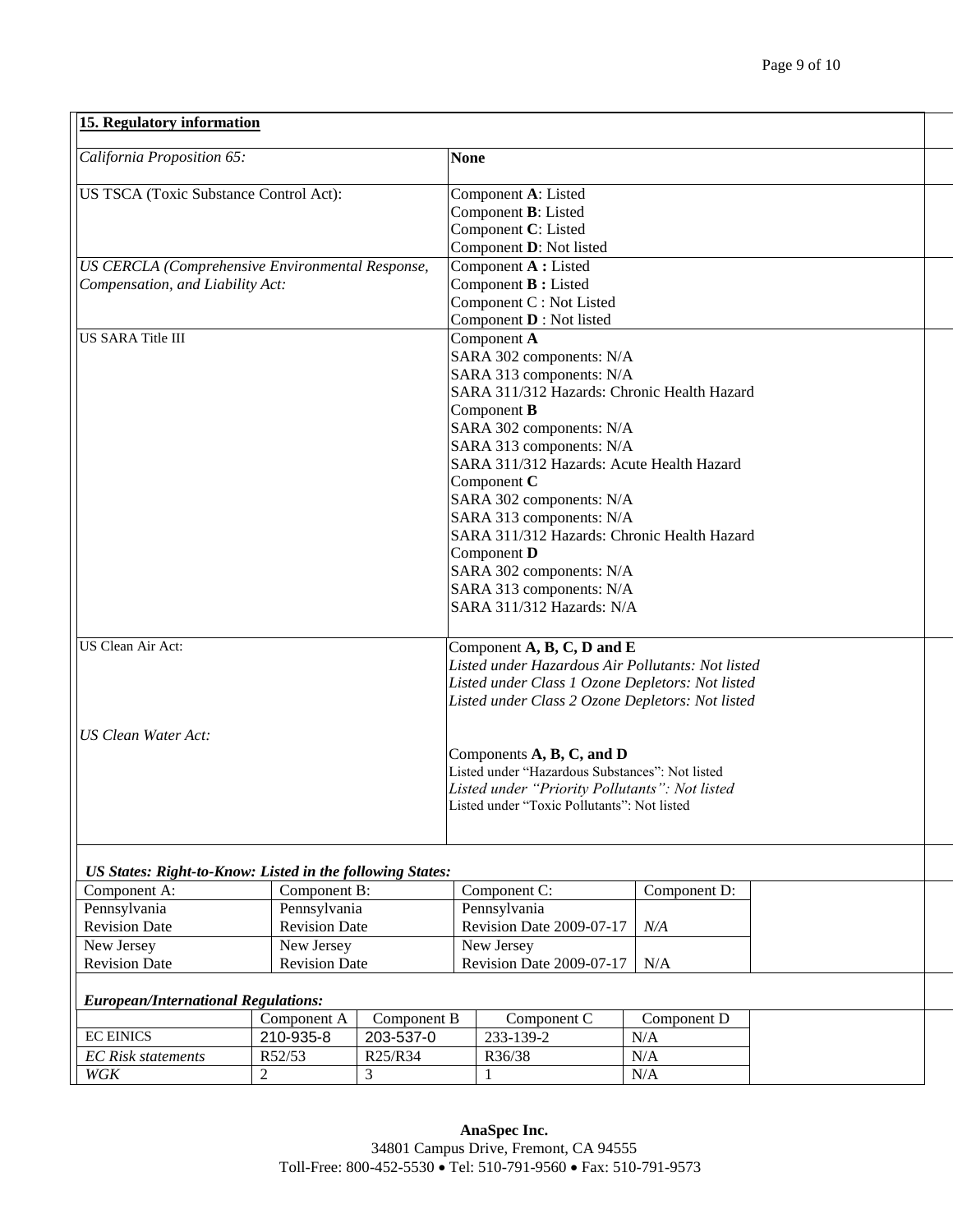## 15. Regulatory information

| | |
|---|---|
| *California Proposition 65:* | **None** |
| US TSCA (Toxic Substance Control Act): | Component **A**: Listed<br>Component **B**: Listed<br>Component **C**: Listed<br>Component **D**: Not listed |
| *US CERCLA (Comprehensive Environmental Response, Compensation, and Liability Act:* | Component **A :** Listed<br>Component **B :** Listed<br>Component C : Not Listed<br>Component **D** : Not listed |
| US SARA Title III | Component **A**<br>SARA 302 components: N/A<br>SARA 313 components: N/A<br>SARA 311/312 Hazards: Chronic Health Hazard<br>Component **B**<br>SARA 302 components: N/A<br>SARA 313 components: N/A<br>SARA 311/312 Hazards: Acute Health Hazard<br>Component **C**<br>SARA 302 components: N/A<br>SARA 313 components: N/A<br>SARA 311/312 Hazards: Chronic Health Hazard<br>Component **D**<br>SARA 302 components: N/A<br>SARA 313 components: N/A<br>SARA 311/312 Hazards: N/A |
| US Clean Air Act: | Component **A, B, C, D and E**<br>*Listed under Hazardous Air Pollutants: Not listed*<br>*Listed under Class 1 Ozone Depletors: Not listed*<br>*Listed under Class 2 Ozone Depletors: Not listed* |
| *US Clean Water Act:* | Components **A, B, C, and D**<br>Listed under "Hazardous Substances": Not listed<br>*Listed under "Priority Pollutants": Not listed*<br>Listed under "Toxic Pollutants": Not listed |

***US States: Right-to-Know: Listed in the following States:***

| Component A: | Component B: | Component C: | Component D: |
|---|---|---|---|
| Pennsylvania<br>Revision Date | Pennsylvania<br>Revision Date | Pennsylvania<br>Revision Date 2009-07-17 | *N/A* |
| New Jersey<br>Revision Date | New Jersey<br>Revision Date | New Jersey<br>Revision Date 2009-07-17 | N/A |

***European/International Regulations:***

| | Component A | Component B | Component C | Component D |
|---|---|---|---|---|
| EC EINICS | 210-935-8 | 203-537-0 | 233-139-2 | N/A |
| *EC Risk statements* | R52/53 | R25/R34 | R36/38 | N/A |
| *WGK* | 2 | 3 | 1 | N/A |

**AnaSpec Inc.**
34801 Campus Drive, Fremont, CA 94555
Toll-Free: 800-452-5530 • Tel: 510-791-9560 • Fax: 510-791-9573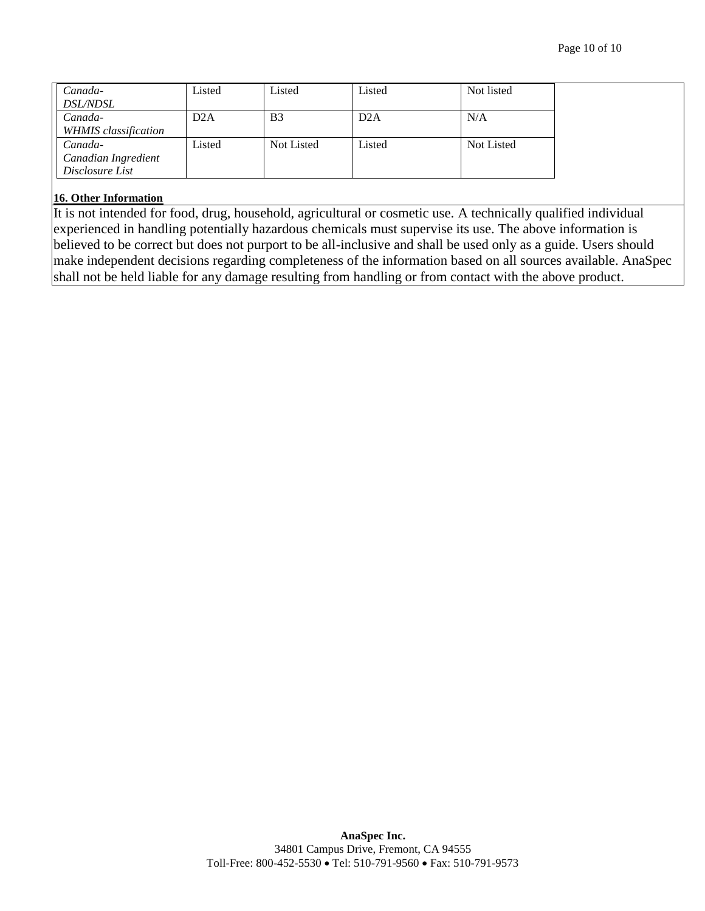| | | | | |
|---|---|---|---|---|
| *Canada- DSL/NDSL* | Listed | Listed | Listed | Not listed |
| *Canada- WHMIS classification* | D2A | B3 | D2A | N/A |
| *Canada- Canadian Ingredient Disclosure List* | Listed | Not Listed | Listed | Not Listed |

**16. Other Information**

It is not intended for food, drug, household, agricultural or cosmetic use. A technically qualified individual experienced in handling potentially hazardous chemicals must supervise its use. The above information is believed to be correct but does not purport to be all-inclusive and shall be used only as a guide. Users should make independent decisions regarding completeness of the information based on all sources available. AnaSpec shall not be held liable for any damage resulting from handling or from contact with the above product.

**AnaSpec Inc.**
34801 Campus Drive, Fremont, CA 94555
Toll-Free: 800-452-5530 • Tel: 510-791-9560 • Fax: 510-791-9573